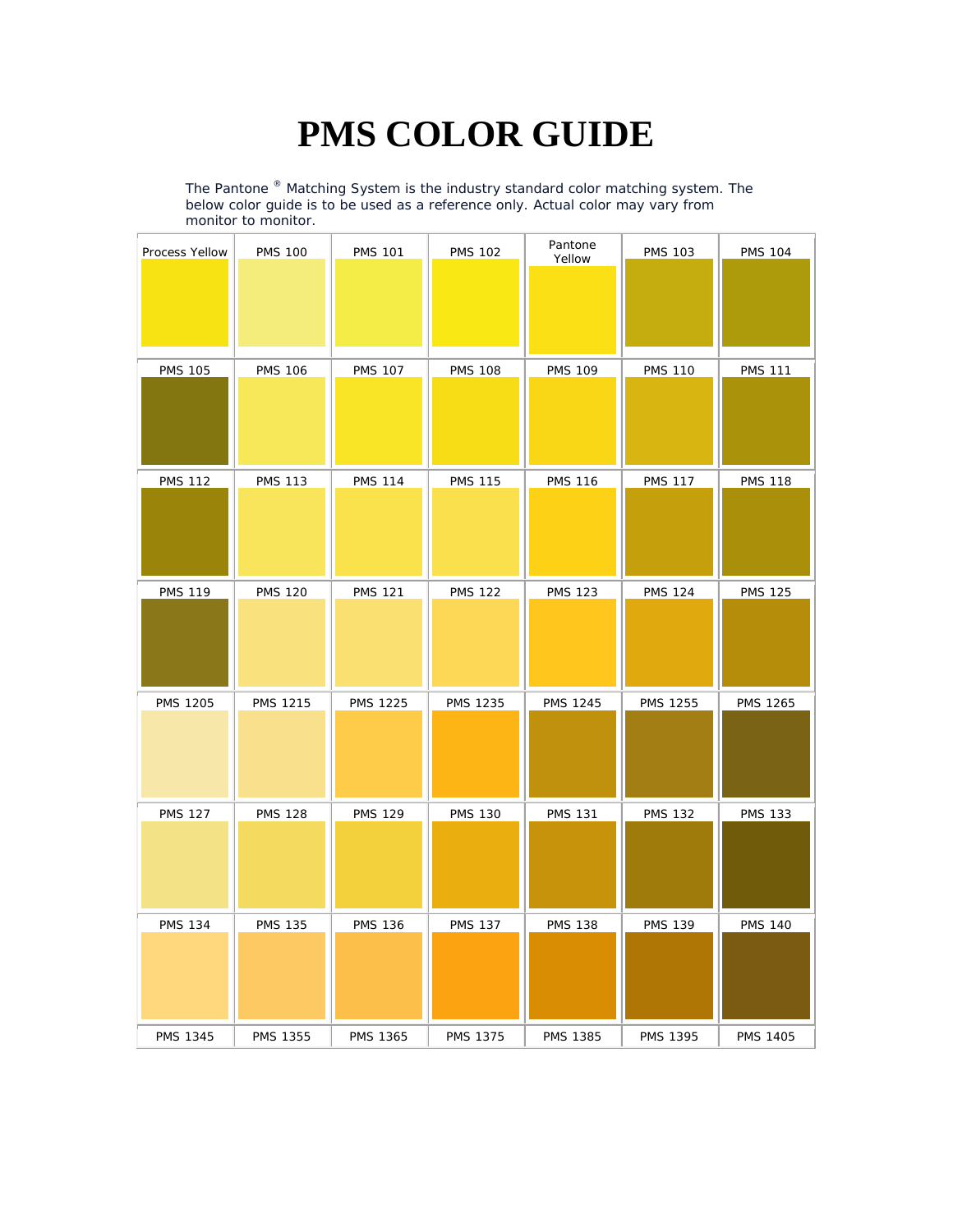# PMS COLOR GUIDE

The Pantone ® Matching System is the industry standard color matching system. The below color guide is to be used as a reference only. Actual color may vary from monitor to monitor.

| | | | | | | |
|---|---|---|---|---|---|---|
| Process Yellow | PMS 100 | PMS 101 | PMS 102 | Pantone Yellow | PMS 103 | PMS 104 |
| PMS 105 | PMS 106 | PMS 107 | PMS 108 | PMS 109 | PMS 110 | PMS 111 |
| PMS 112 | PMS 113 | PMS 114 | PMS 115 | PMS 116 | PMS 117 | PMS 118 |
| PMS 119 | PMS 120 | PMS 121 | PMS 122 | PMS 123 | PMS 124 | PMS 125 |
| PMS 1205 | PMS 1215 | PMS 1225 | PMS 1235 | PMS 1245 | PMS 1255 | PMS 1265 |
| PMS 127 | PMS 128 | PMS 129 | PMS 130 | PMS 131 | PMS 132 | PMS 133 |
| PMS 134 | PMS 135 | PMS 136 | PMS 137 | PMS 138 | PMS 139 | PMS 140 |
| PMS 1345 | PMS 1355 | PMS 1365 | PMS 1375 | PMS 1385 | PMS 1395 | PMS 1405 |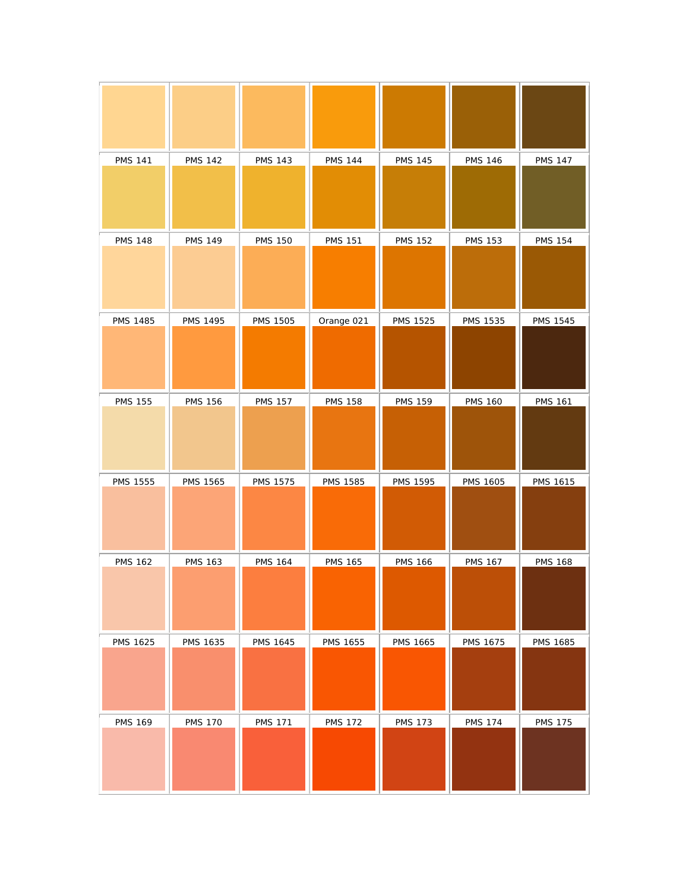|  |  |  |  |  |  |  |
| --- | --- | --- | --- | --- | --- | --- |
| PMS 141 | PMS 142 | PMS 143 | PMS 144 | PMS 145 | PMS 146 | PMS 147 |
| PMS 148 | PMS 149 | PMS 150 | PMS 151 | PMS 152 | PMS 153 | PMS 154 |
| PMS 1485 | PMS 1495 | PMS 1505 | Orange 021 | PMS 1525 | PMS 1535 | PMS 1545 |
| PMS 155 | PMS 156 | PMS 157 | PMS 158 | PMS 159 | PMS 160 | PMS 161 |
| PMS 1555 | PMS 1565 | PMS 1575 | PMS 1585 | PMS 1595 | PMS 1605 | PMS 1615 |
| PMS 162 | PMS 163 | PMS 164 | PMS 165 | PMS 166 | PMS 167 | PMS 168 |
| PMS 1625 | PMS 1635 | PMS 1645 | PMS 1655 | PMS 1665 | PMS 1675 | PMS 1685 |
| PMS 169 | PMS 170 | PMS 171 | PMS 172 | PMS 173 | PMS 174 | PMS 175 |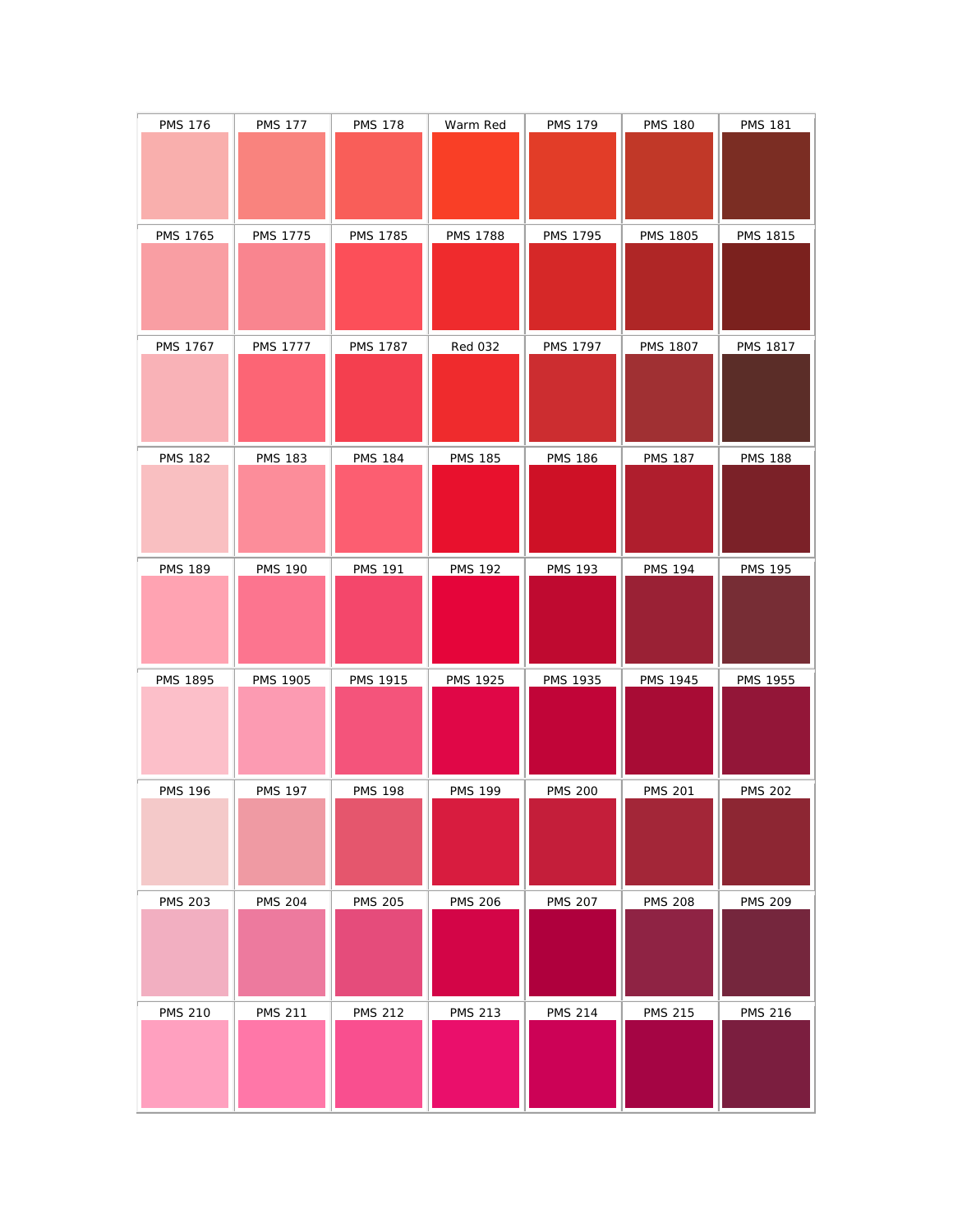| PMS 176 | PMS 177 | PMS 178 | Warm Red | PMS 179 | PMS 180 | PMS 181 |
| --- | --- | --- | --- | --- | --- | --- |
| PMS 1765 | PMS 1775 | PMS 1785 | PMS 1788 | PMS 1795 | PMS 1805 | PMS 1815 |
| PMS 1767 | PMS 1777 | PMS 1787 | Red 032 | PMS 1797 | PMS 1807 | PMS 1817 |
| PMS 182 | PMS 183 | PMS 184 | PMS 185 | PMS 186 | PMS 187 | PMS 188 |
| PMS 189 | PMS 190 | PMS 191 | PMS 192 | PMS 193 | PMS 194 | PMS 195 |
| PMS 1895 | PMS 1905 | PMS 1915 | PMS 1925 | PMS 1935 | PMS 1945 | PMS 1955 |
| PMS 196 | PMS 197 | PMS 198 | PMS 199 | PMS 200 | PMS 201 | PMS 202 |
| PMS 203 | PMS 204 | PMS 205 | PMS 206 | PMS 207 | PMS 208 | PMS 209 |
| PMS 210 | PMS 211 | PMS 212 | PMS 213 | PMS 214 | PMS 215 | PMS 216 |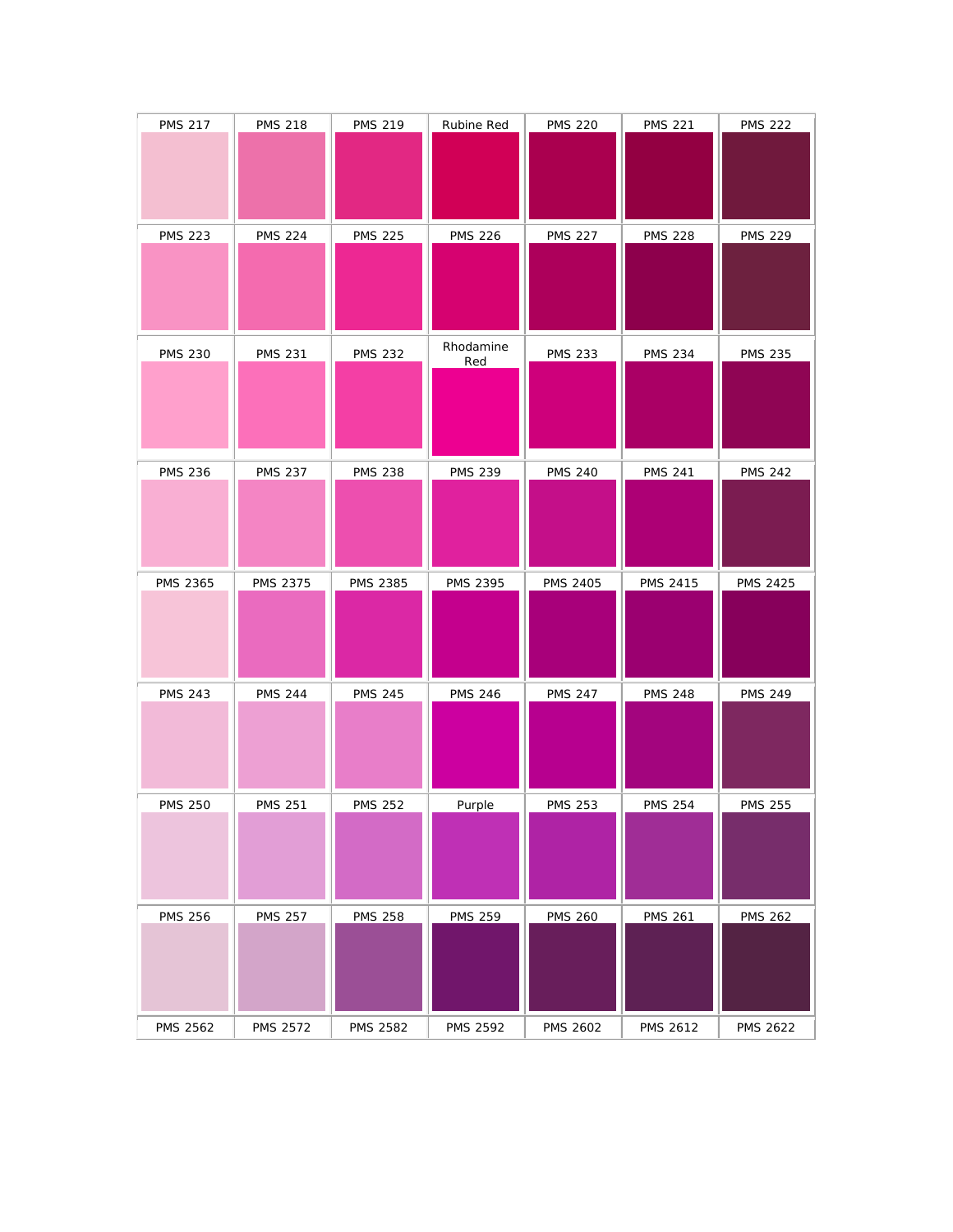| PMS 217 | PMS 218 | PMS 219 | Rubine Red | PMS 220 | PMS 221 | PMS 222 |
|---|---|---|---|---|---|---|
| PMS 223 | PMS 224 | PMS 225 | PMS 226 | PMS 227 | PMS 228 | PMS 229 |
| PMS 230 | PMS 231 | PMS 232 | Rhodamine Red | PMS 233 | PMS 234 | PMS 235 |
| PMS 236 | PMS 237 | PMS 238 | PMS 239 | PMS 240 | PMS 241 | PMS 242 |
| PMS 2365 | PMS 2375 | PMS 2385 | PMS 2395 | PMS 2405 | PMS 2415 | PMS 2425 |
| PMS 243 | PMS 244 | PMS 245 | PMS 246 | PMS 247 | PMS 248 | PMS 249 |
| PMS 250 | PMS 251 | PMS 252 | Purple | PMS 253 | PMS 254 | PMS 255 |
| PMS 256 | PMS 257 | PMS 258 | PMS 259 | PMS 260 | PMS 261 | PMS 262 |
| PMS 2562 | PMS 2572 | PMS 2582 | PMS 2592 | PMS 2602 | PMS 2612 | PMS 2622 |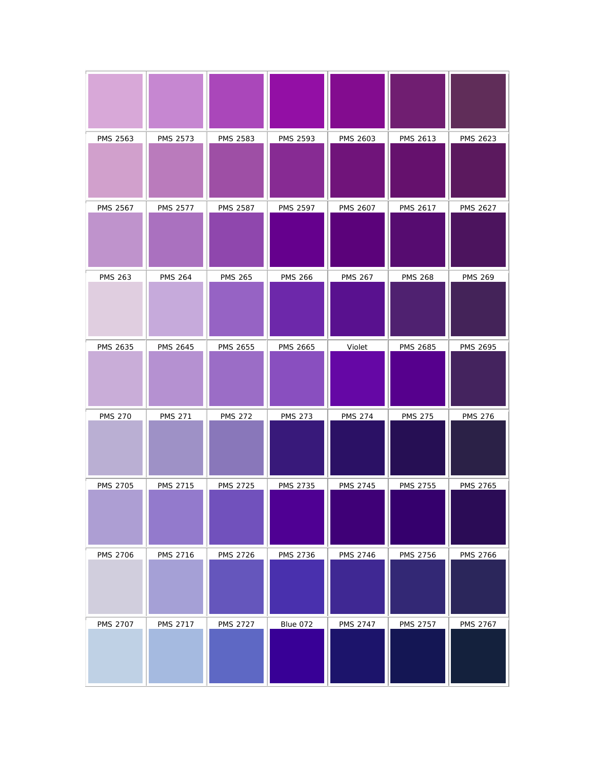| | | | | | | |
|---|---|---|---|---|---|---|
| PMS 2563 | PMS 2573 | PMS 2583 | PMS 2593 | PMS 2603 | PMS 2613 | PMS 2623 |
| PMS 2567 | PMS 2577 | PMS 2587 | PMS 2597 | PMS 2607 | PMS 2617 | PMS 2627 |
| PMS 263 | PMS 264 | PMS 265 | PMS 266 | PMS 267 | PMS 268 | PMS 269 |
| PMS 2635 | PMS 2645 | PMS 2655 | PMS 2665 | Violet | PMS 2685 | PMS 2695 |
| PMS 270 | PMS 271 | PMS 272 | PMS 273 | PMS 274 | PMS 275 | PMS 276 |
| PMS 2705 | PMS 2715 | PMS 2725 | PMS 2735 | PMS 2745 | PMS 2755 | PMS 2765 |
| PMS 2706 | PMS 2716 | PMS 2726 | PMS 2736 | PMS 2746 | PMS 2756 | PMS 2766 |
| PMS 2707 | PMS 2717 | PMS 2727 | Blue 072 | PMS 2747 | PMS 2757 | PMS 2767 |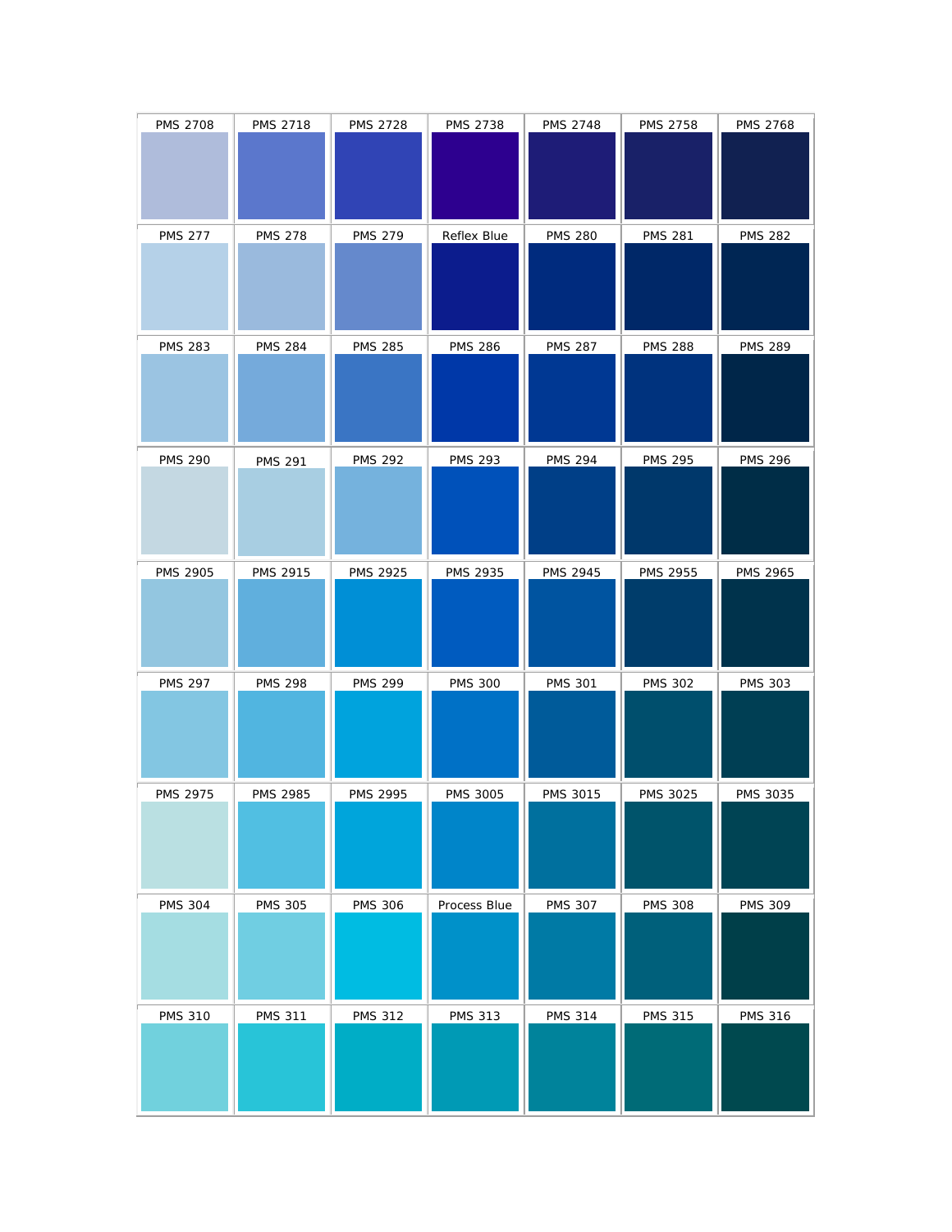| PMS 2708 | PMS 2718 | PMS 2728 | PMS 2738 | PMS 2748 | PMS 2758 | PMS 2768 |
|---|---|---|---|---|---|---|
| PMS 277 | PMS 278 | PMS 279 | Reflex Blue | PMS 280 | PMS 281 | PMS 282 |
| PMS 283 | PMS 284 | PMS 285 | PMS 286 | PMS 287 | PMS 288 | PMS 289 |
| PMS 290 | PMS 291 | PMS 292 | PMS 293 | PMS 294 | PMS 295 | PMS 296 |
| PMS 2905 | PMS 2915 | PMS 2925 | PMS 2935 | PMS 2945 | PMS 2955 | PMS 2965 |
| PMS 297 | PMS 298 | PMS 299 | PMS 300 | PMS 301 | PMS 302 | PMS 303 |
| PMS 2975 | PMS 2985 | PMS 2995 | PMS 3005 | PMS 3015 | PMS 3025 | PMS 3035 |
| PMS 304 | PMS 305 | PMS 306 | Process Blue | PMS 307 | PMS 308 | PMS 309 |
| PMS 310 | PMS 311 | PMS 312 | PMS 313 | PMS 314 | PMS 315 | PMS 316 |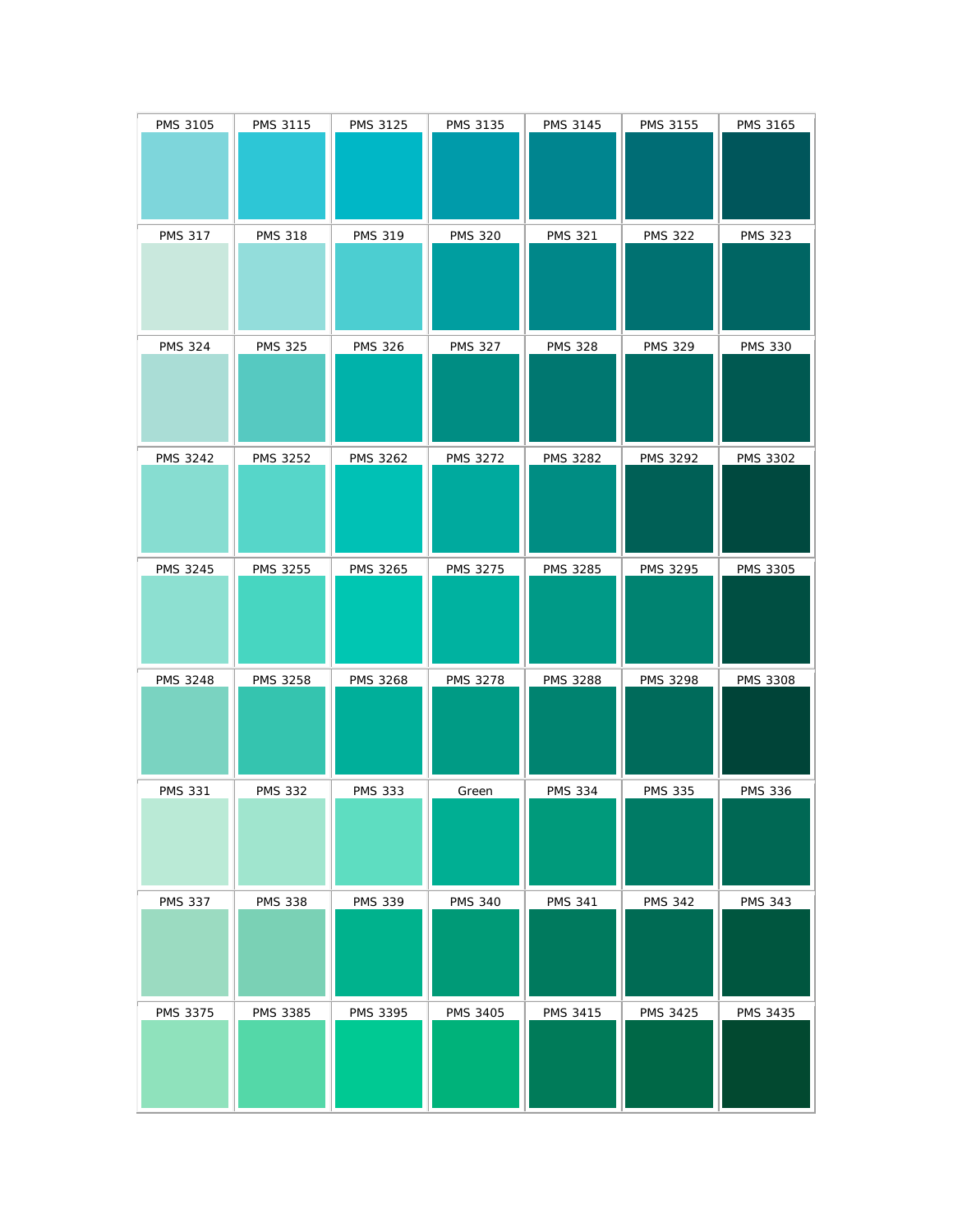| PMS 3105 | PMS 3115 | PMS 3125 | PMS 3135 | PMS 3145 | PMS 3155 | PMS 3165 |
|---|---|---|---|---|---|---|
| PMS 317 | PMS 318 | PMS 319 | PMS 320 | PMS 321 | PMS 322 | PMS 323 |
| PMS 324 | PMS 325 | PMS 326 | PMS 327 | PMS 328 | PMS 329 | PMS 330 |
| PMS 3242 | PMS 3252 | PMS 3262 | PMS 3272 | PMS 3282 | PMS 3292 | PMS 3302 |
| PMS 3245 | PMS 3255 | PMS 3265 | PMS 3275 | PMS 3285 | PMS 3295 | PMS 3305 |
| PMS 3248 | PMS 3258 | PMS 3268 | PMS 3278 | PMS 3288 | PMS 3298 | PMS 3308 |
| PMS 331 | PMS 332 | PMS 333 | Green | PMS 334 | PMS 335 | PMS 336 |
| PMS 337 | PMS 338 | PMS 339 | PMS 340 | PMS 341 | PMS 342 | PMS 343 |
| PMS 3375 | PMS 3385 | PMS 3395 | PMS 3405 | PMS 3415 | PMS 3425 | PMS 3435 |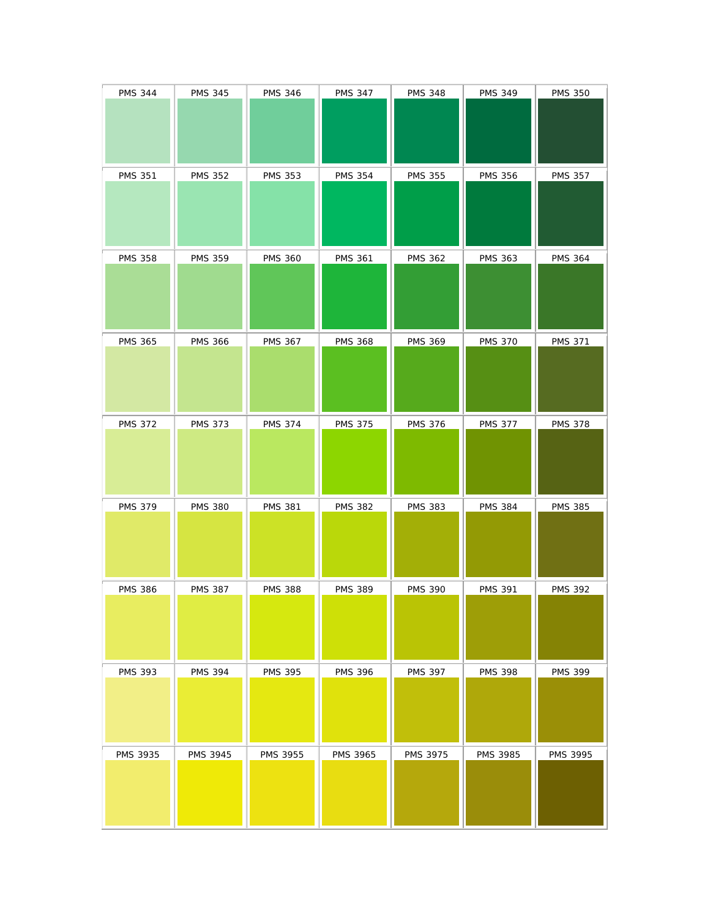| PMS 344 | PMS 345 | PMS 346 | PMS 347 | PMS 348 | PMS 349 | PMS 350 |
| --- | --- | --- | --- | --- | --- | --- |
| PMS 351 | PMS 352 | PMS 353 | PMS 354 | PMS 355 | PMS 356 | PMS 357 |
| PMS 358 | PMS 359 | PMS 360 | PMS 361 | PMS 362 | PMS 363 | PMS 364 |
| PMS 365 | PMS 366 | PMS 367 | PMS 368 | PMS 369 | PMS 370 | PMS 371 |
| PMS 372 | PMS 373 | PMS 374 | PMS 375 | PMS 376 | PMS 377 | PMS 378 |
| PMS 379 | PMS 380 | PMS 381 | PMS 382 | PMS 383 | PMS 384 | PMS 385 |
| PMS 386 | PMS 387 | PMS 388 | PMS 389 | PMS 390 | PMS 391 | PMS 392 |
| PMS 393 | PMS 394 | PMS 395 | PMS 396 | PMS 397 | PMS 398 | PMS 399 |
| PMS 3935 | PMS 3945 | PMS 3955 | PMS 3965 | PMS 3975 | PMS 3985 | PMS 3995 |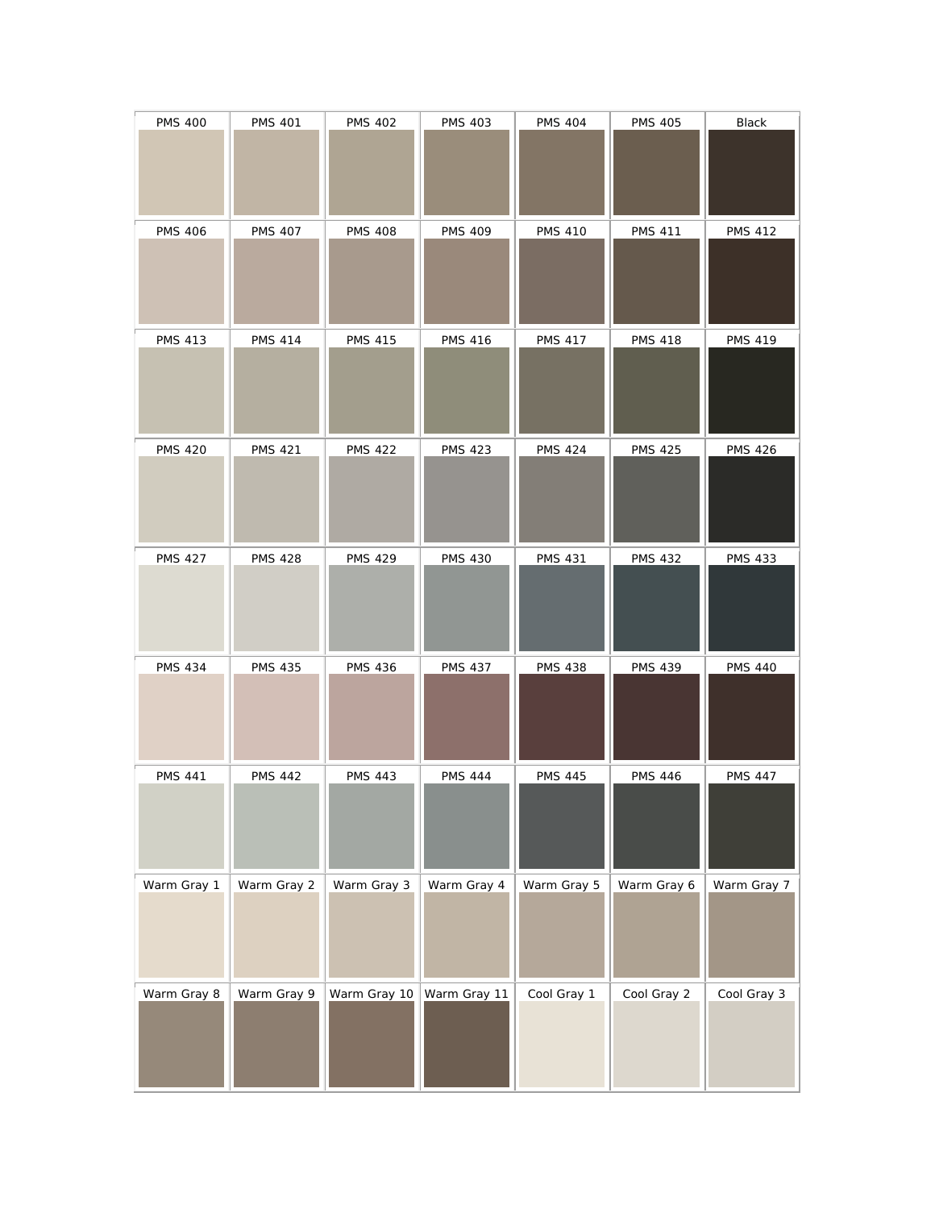| PMS 400 | PMS 401 | PMS 402 | PMS 403 | PMS 404 | PMS 405 | Black |
|---|---|---|---|---|---|---|
| PMS 406 | PMS 407 | PMS 408 | PMS 409 | PMS 410 | PMS 411 | PMS 412 |
| PMS 413 | PMS 414 | PMS 415 | PMS 416 | PMS 417 | PMS 418 | PMS 419 |
| PMS 420 | PMS 421 | PMS 422 | PMS 423 | PMS 424 | PMS 425 | PMS 426 |
| PMS 427 | PMS 428 | PMS 429 | PMS 430 | PMS 431 | PMS 432 | PMS 433 |
| PMS 434 | PMS 435 | PMS 436 | PMS 437 | PMS 438 | PMS 439 | PMS 440 |
| PMS 441 | PMS 442 | PMS 443 | PMS 444 | PMS 445 | PMS 446 | PMS 447 |
| Warm Gray 1 | Warm Gray 2 | Warm Gray 3 | Warm Gray 4 | Warm Gray 5 | Warm Gray 6 | Warm Gray 7 |
| Warm Gray 8 | Warm Gray 9 | Warm Gray 10 | Warm Gray 11 | Cool Gray 1 | Cool Gray 2 | Cool Gray 3 |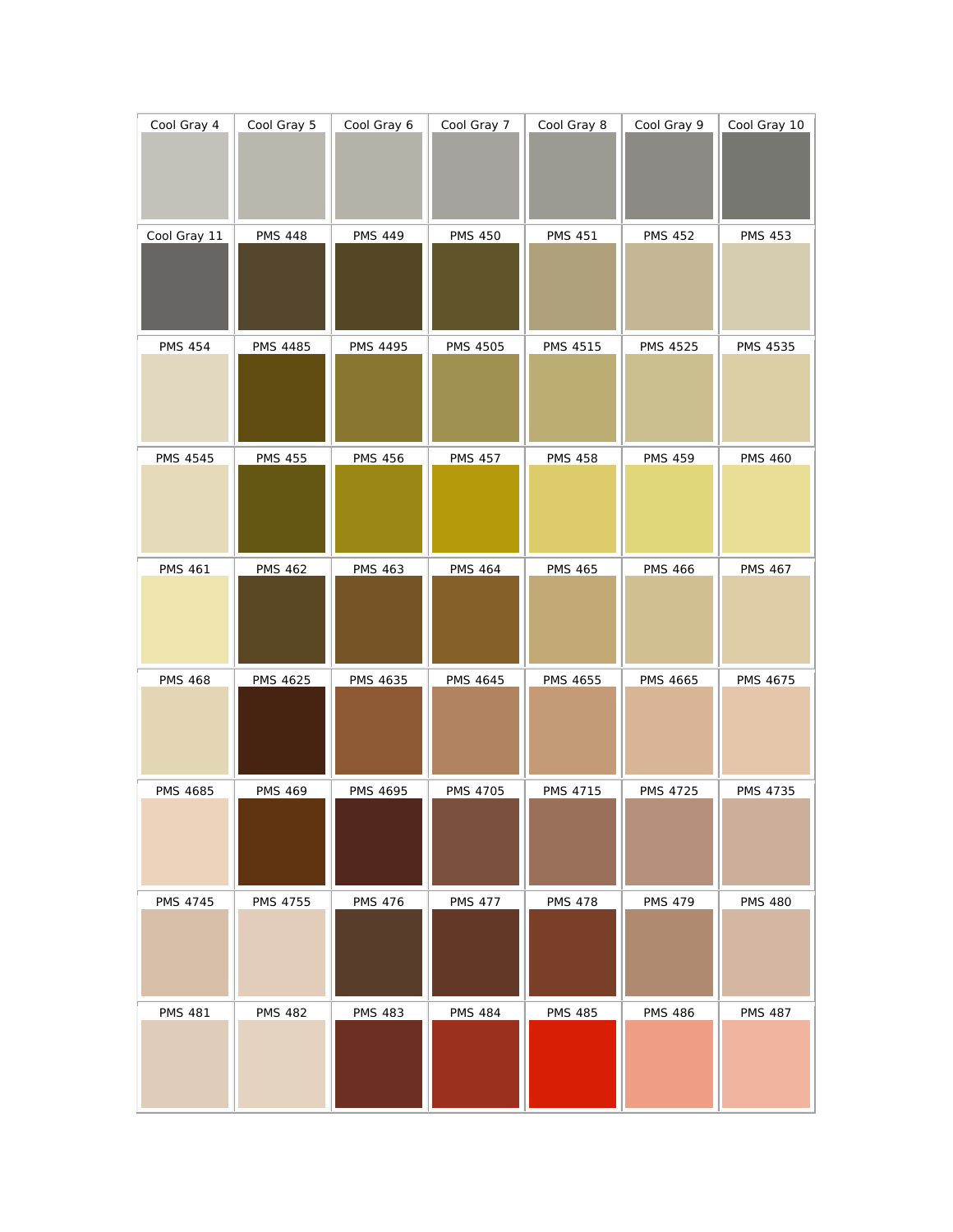| Cool Gray 4 | Cool Gray 5 | Cool Gray 6 | Cool Gray 7 | Cool Gray 8 | Cool Gray 9 | Cool Gray 10 |
|---|---|---|---|---|---|---|
| Cool Gray 11 | PMS 448 | PMS 449 | PMS 450 | PMS 451 | PMS 452 | PMS 453 |
| PMS 454 | PMS 4485 | PMS 4495 | PMS 4505 | PMS 4515 | PMS 4525 | PMS 4535 |
| PMS 4545 | PMS 455 | PMS 456 | PMS 457 | PMS 458 | PMS 459 | PMS 460 |
| PMS 461 | PMS 462 | PMS 463 | PMS 464 | PMS 465 | PMS 466 | PMS 467 |
| PMS 468 | PMS 4625 | PMS 4635 | PMS 4645 | PMS 4655 | PMS 4665 | PMS 4675 |
| PMS 4685 | PMS 469 | PMS 4695 | PMS 4705 | PMS 4715 | PMS 4725 | PMS 4735 |
| PMS 4745 | PMS 4755 | PMS 476 | PMS 477 | PMS 478 | PMS 479 | PMS 480 |
| PMS 481 | PMS 482 | PMS 483 | PMS 484 | PMS 485 | PMS 486 | PMS 487 |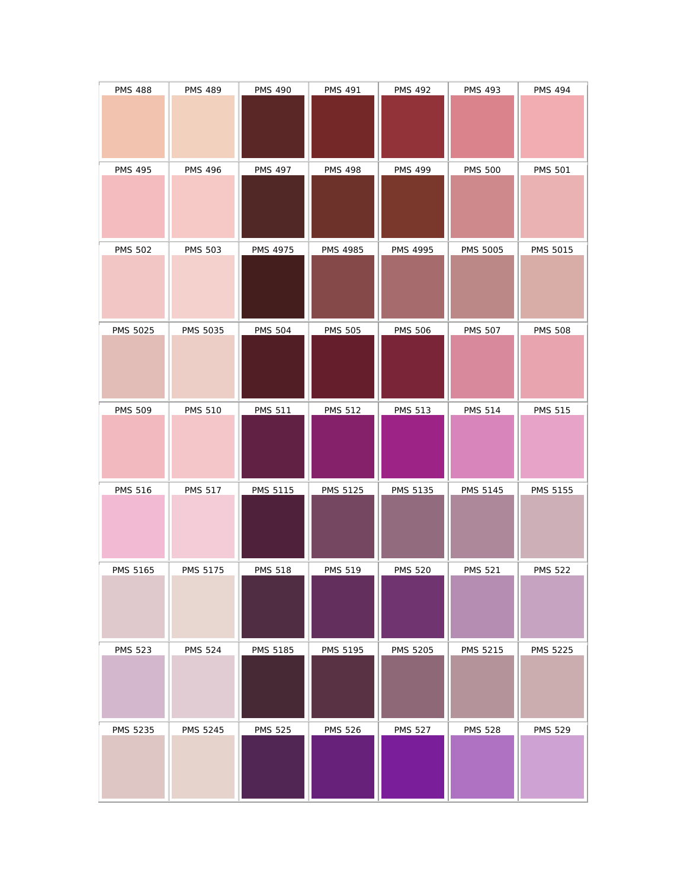| PMS 488 | PMS 489 | PMS 490 | PMS 491 | PMS 492 | PMS 493 | PMS 494 |
|---|---|---|---|---|---|---|
| PMS 495 | PMS 496 | PMS 497 | PMS 498 | PMS 499 | PMS 500 | PMS 501 |
| PMS 502 | PMS 503 | PMS 4975 | PMS 4985 | PMS 4995 | PMS 5005 | PMS 5015 |
| PMS 5025 | PMS 5035 | PMS 504 | PMS 505 | PMS 506 | PMS 507 | PMS 508 |
| PMS 509 | PMS 510 | PMS 511 | PMS 512 | PMS 513 | PMS 514 | PMS 515 |
| PMS 516 | PMS 517 | PMS 5115 | PMS 5125 | PMS 5135 | PMS 5145 | PMS 5155 |
| PMS 5165 | PMS 5175 | PMS 518 | PMS 519 | PMS 520 | PMS 521 | PMS 522 |
| PMS 523 | PMS 524 | PMS 5185 | PMS 5195 | PMS 5205 | PMS 5215 | PMS 5225 |
| PMS 5235 | PMS 5245 | PMS 525 | PMS 526 | PMS 527 | PMS 528 | PMS 529 |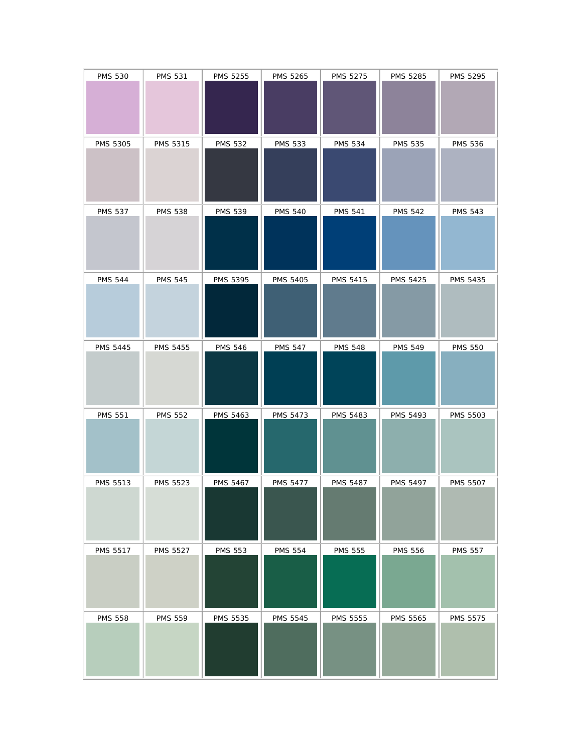| PMS 530 | PMS 531 | PMS 5255 | PMS 5265 | PMS 5275 | PMS 5285 | PMS 5295 |
|---|---|---|---|---|---|---|
| PMS 5305 | PMS 5315 | PMS 532 | PMS 533 | PMS 534 | PMS 535 | PMS 536 |
| PMS 537 | PMS 538 | PMS 539 | PMS 540 | PMS 541 | PMS 542 | PMS 543 |
| PMS 544 | PMS 545 | PMS 5395 | PMS 5405 | PMS 5415 | PMS 5425 | PMS 5435 |
| PMS 5445 | PMS 5455 | PMS 546 | PMS 547 | PMS 548 | PMS 549 | PMS 550 |
| PMS 551 | PMS 552 | PMS 5463 | PMS 5473 | PMS 5483 | PMS 5493 | PMS 5503 |
| PMS 5513 | PMS 5523 | PMS 5467 | PMS 5477 | PMS 5487 | PMS 5497 | PMS 5507 |
| PMS 5517 | PMS 5527 | PMS 553 | PMS 554 | PMS 555 | PMS 556 | PMS 557 |
| PMS 558 | PMS 559 | PMS 5535 | PMS 5545 | PMS 5555 | PMS 5565 | PMS 5575 |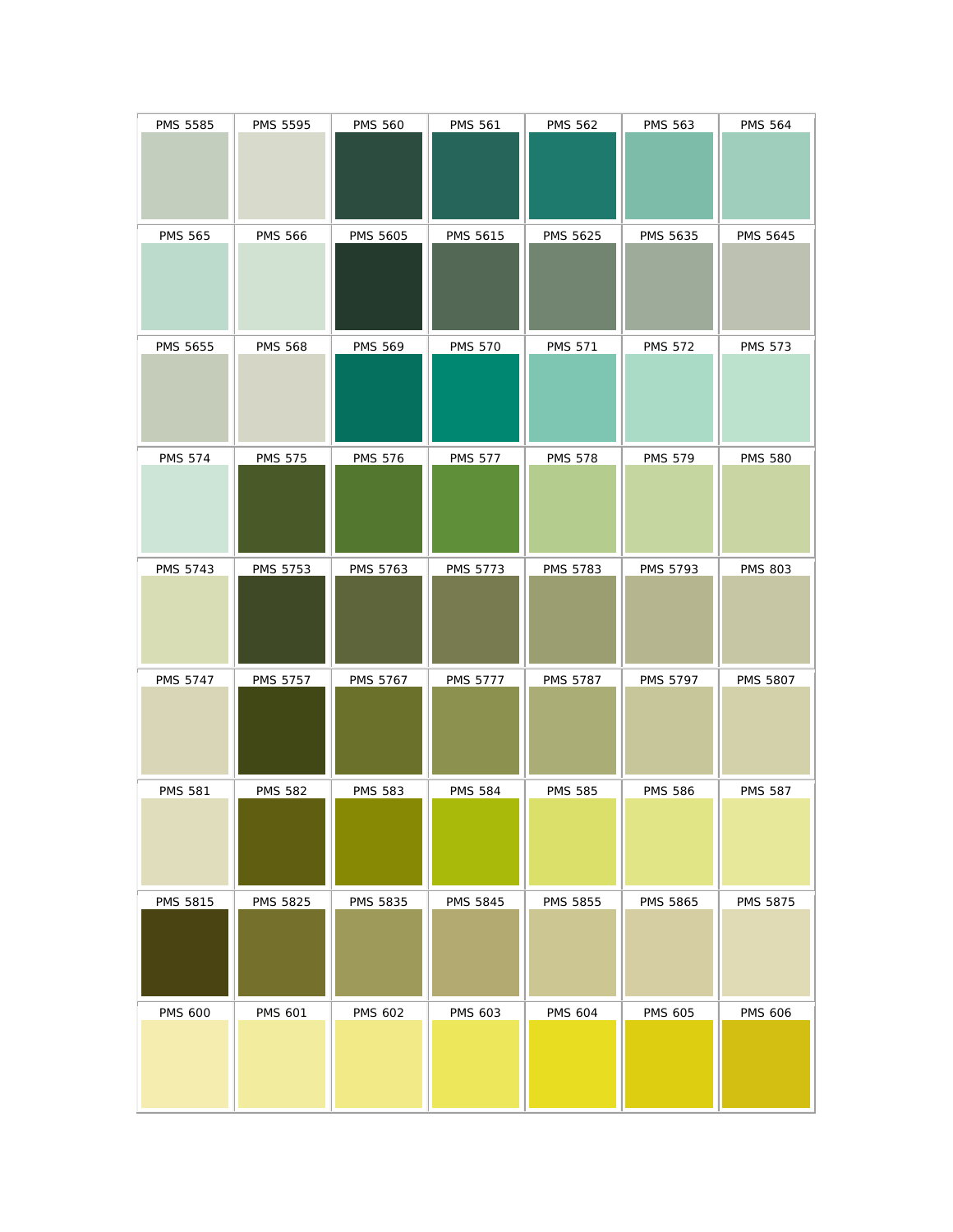| PMS 5585 | PMS 5595 | PMS 560 | PMS 561 | PMS 562 | PMS 563 | PMS 564 |
|---|---|---|---|---|---|---|
| PMS 565 | PMS 566 | PMS 5605 | PMS 5615 | PMS 5625 | PMS 5635 | PMS 5645 |
| PMS 5655 | PMS 568 | PMS 569 | PMS 570 | PMS 571 | PMS 572 | PMS 573 |
| PMS 574 | PMS 575 | PMS 576 | PMS 577 | PMS 578 | PMS 579 | PMS 580 |
| PMS 5743 | PMS 5753 | PMS 5763 | PMS 5773 | PMS 5783 | PMS 5793 | PMS 803 |
| PMS 5747 | PMS 5757 | PMS 5767 | PMS 5777 | PMS 5787 | PMS 5797 | PMS 5807 |
| PMS 581 | PMS 582 | PMS 583 | PMS 584 | PMS 585 | PMS 586 | PMS 587 |
| PMS 5815 | PMS 5825 | PMS 5835 | PMS 5845 | PMS 5855 | PMS 5865 | PMS 5875 |
| PMS 600 | PMS 601 | PMS 602 | PMS 603 | PMS 604 | PMS 605 | PMS 606 |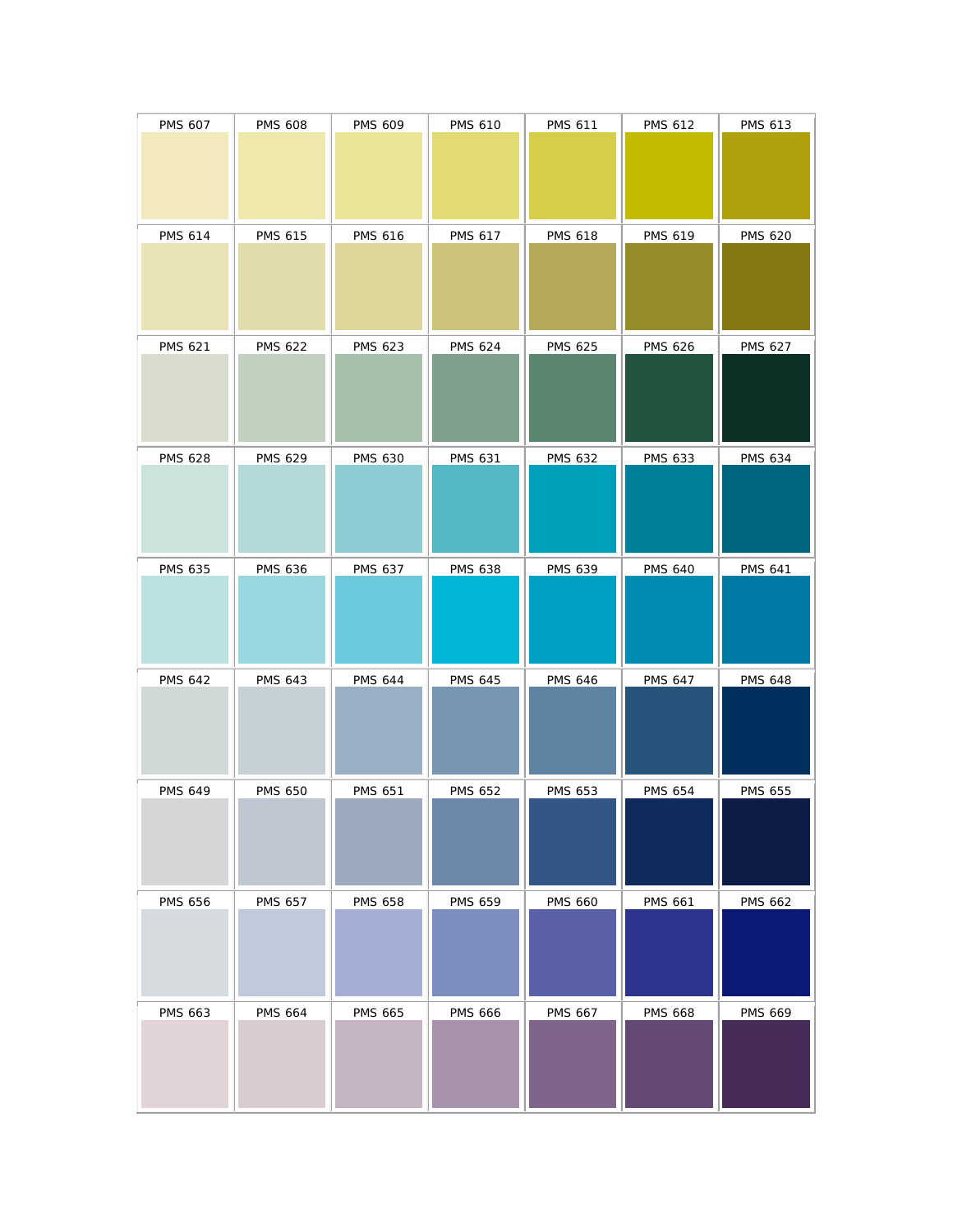| PMS 607 | PMS 608 | PMS 609 | PMS 610 | PMS 611 | PMS 612 | PMS 613 |
| --- | --- | --- | --- | --- | --- | --- |
| PMS 614 | PMS 615 | PMS 616 | PMS 617 | PMS 618 | PMS 619 | PMS 620 |
| PMS 621 | PMS 622 | PMS 623 | PMS 624 | PMS 625 | PMS 626 | PMS 627 |
| PMS 628 | PMS 629 | PMS 630 | PMS 631 | PMS 632 | PMS 633 | PMS 634 |
| PMS 635 | PMS 636 | PMS 637 | PMS 638 | PMS 639 | PMS 640 | PMS 641 |
| PMS 642 | PMS 643 | PMS 644 | PMS 645 | PMS 646 | PMS 647 | PMS 648 |
| PMS 649 | PMS 650 | PMS 651 | PMS 652 | PMS 653 | PMS 654 | PMS 655 |
| PMS 656 | PMS 657 | PMS 658 | PMS 659 | PMS 660 | PMS 661 | PMS 662 |
| PMS 663 | PMS 664 | PMS 665 | PMS 666 | PMS 667 | PMS 668 | PMS 669 |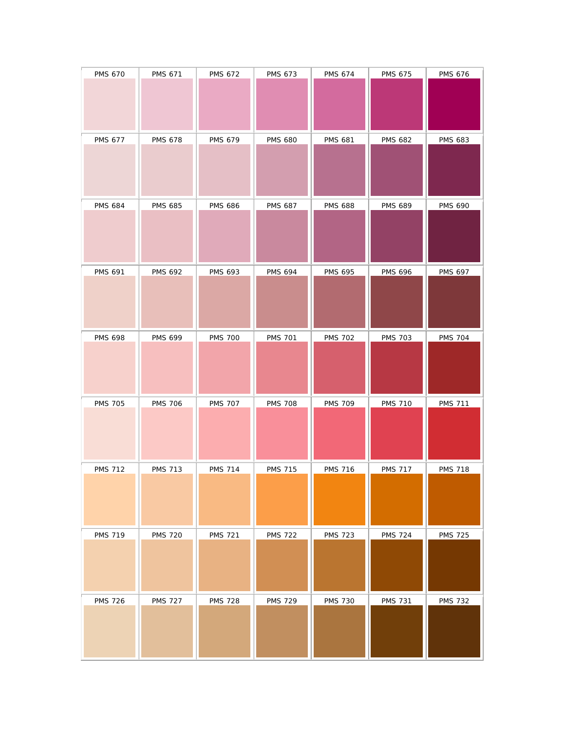| PMS 670 | PMS 671 | PMS 672 | PMS 673 | PMS 674 | PMS 675 | PMS 676 |
|---|---|---|---|---|---|---|
| PMS 677 | PMS 678 | PMS 679 | PMS 680 | PMS 681 | PMS 682 | PMS 683 |
| PMS 684 | PMS 685 | PMS 686 | PMS 687 | PMS 688 | PMS 689 | PMS 690 |
| PMS 691 | PMS 692 | PMS 693 | PMS 694 | PMS 695 | PMS 696 | PMS 697 |
| PMS 698 | PMS 699 | PMS 700 | PMS 701 | PMS 702 | PMS 703 | PMS 704 |
| PMS 705 | PMS 706 | PMS 707 | PMS 708 | PMS 709 | PMS 710 | PMS 711 |
| PMS 712 | PMS 713 | PMS 714 | PMS 715 | PMS 716 | PMS 717 | PMS 718 |
| PMS 719 | PMS 720 | PMS 721 | PMS 722 | PMS 723 | PMS 724 | PMS 725 |
| PMS 726 | PMS 727 | PMS 728 | PMS 729 | PMS 730 | PMS 731 | PMS 732 |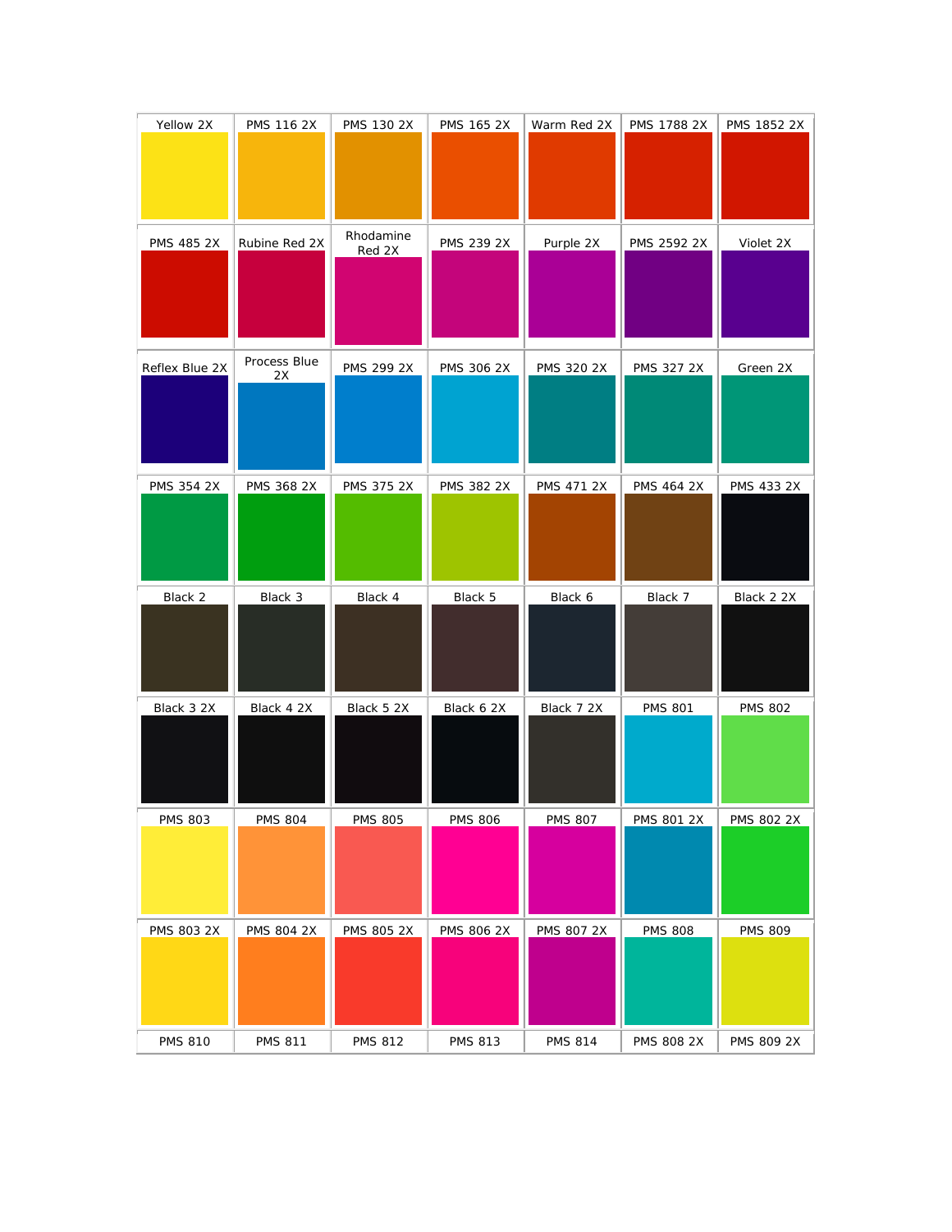| Yellow 2X | PMS 116 2X | PMS 130 2X | PMS 165 2X | Warm Red 2X | PMS 1788 2X | PMS 1852 2X |
|---|---|---|---|---|---|---|
| PMS 485 2X | Rubine Red 2X | Rhodamine Red 2X | PMS 239 2X | Purple 2X | PMS 2592 2X | Violet 2X |
| Reflex Blue 2X | Process Blue 2X | PMS 299 2X | PMS 306 2X | PMS 320 2X | PMS 327 2X | Green 2X |
| PMS 354 2X | PMS 368 2X | PMS 375 2X | PMS 382 2X | PMS 471 2X | PMS 464 2X | PMS 433 2X |
| Black 2 | Black 3 | Black 4 | Black 5 | Black 6 | Black 7 | Black 2 2X |
| Black 3 2X | Black 4 2X | Black 5 2X | Black 6 2X | Black 7 2X | PMS 801 | PMS 802 |
| PMS 803 | PMS 804 | PMS 805 | PMS 806 | PMS 807 | PMS 801 2X | PMS 802 2X |
| PMS 803 2X | PMS 804 2X | PMS 805 2X | PMS 806 2X | PMS 807 2X | PMS 808 | PMS 809 |
| PMS 810 | PMS 811 | PMS 812 | PMS 813 | PMS 814 | PMS 808 2X | PMS 809 2X |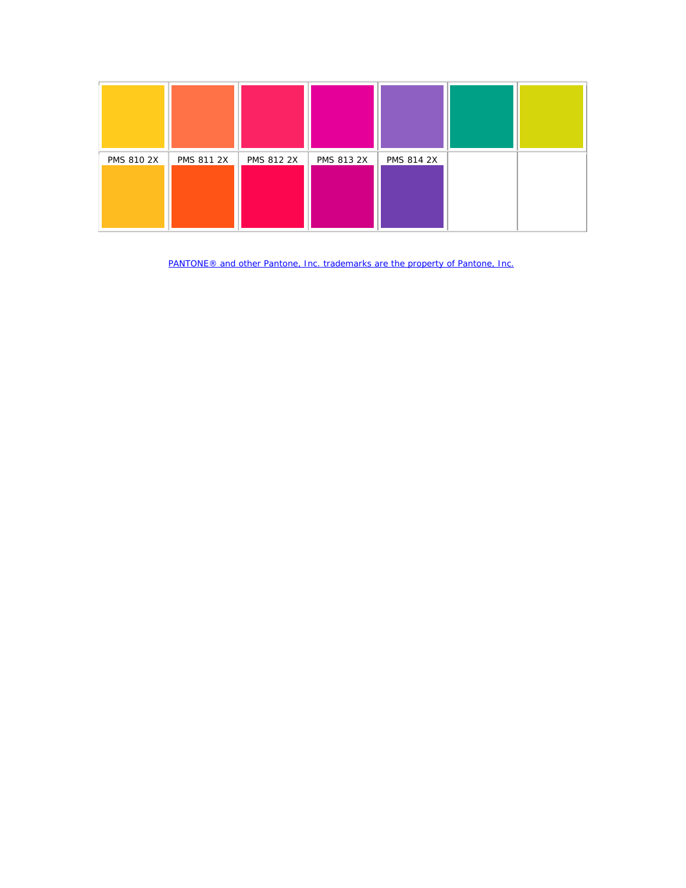| | | | | | | |
|---|---|---|---|---|---|---|
| | | | | | | |
| PMS 810 2X | PMS 811 2X | PMS 812 2X | PMS 813 2X | PMS 814 2X | | |

PANTONE® and other Pantone, Inc. trademarks are the property of Pantone, Inc.